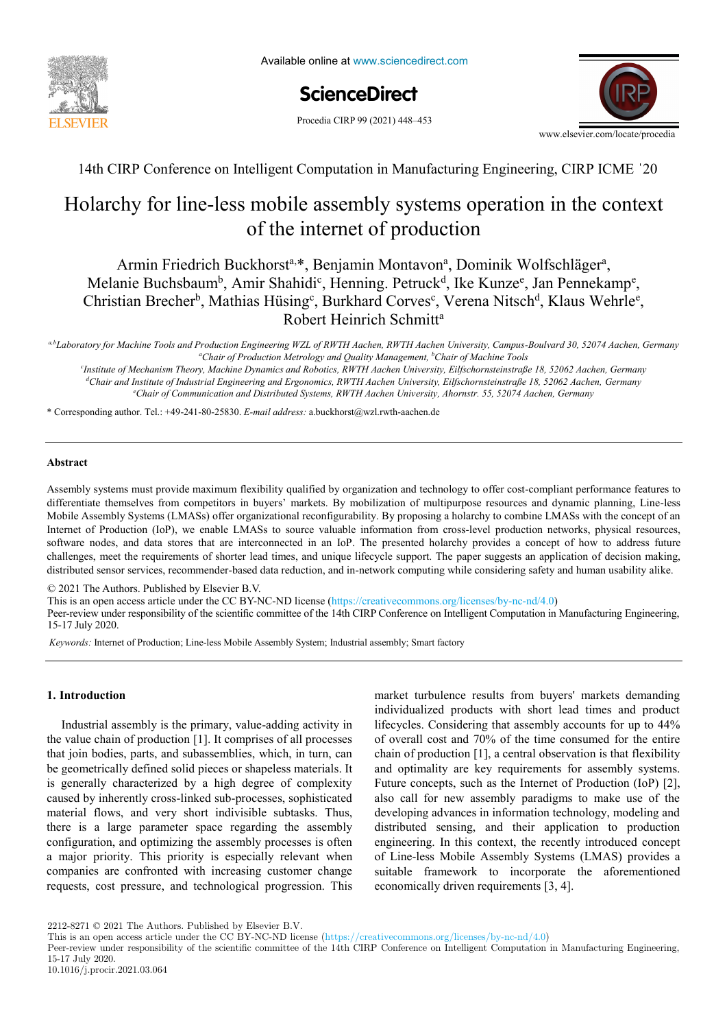14th CIRP Conference on Intelligent Computation in Manufacturing Engineering, CIRP ICME '20

# Holarchy for line-less mobile assembly systems operation in the context of the internet of production

Armin Friedrich Buckhorst[a,*], Benjamin Montavon[a], Dominik Wolfschläger[a], Melanie Buchsbaum[b], Amir Shahidi[c], Henning. Petruck[d], Ike Kunze[e], Jan Pennekamp[e], Christian Brecher[b], Mathias Hüsing[c], Burkhard Corves[c], Verena Nitsch[d], Klaus Wehrle[e], Robert Heinrich Schmitt[a]

*[a,b]Laboratory for Machine Tools and Production Engineering WZL of RWTH Aachen, RWTH Aachen University, Campus-Boulvard 30, 52074 Aachen, Germany*
*[a]Chair of Production Metrology and Quality Management, [b]Chair of Machine Tools*
*[c]Institute of Mechanism Theory, Machine Dynamics and Robotics, RWTH Aachen University, Eilfschornsteinstraße 18, 52062 Aachen, Germany*
*[d]Chair and Institute of Industrial Engineering and Ergonomics, RWTH Aachen University, Eilfschornsteinstraße 18, 52062 Aachen, Germany*
*[e]Chair of Communication and Distributed Systems, RWTH Aachen University, Ahornstr. 55, 52074 Aachen, Germany*

\* Corresponding author. Tel.: +49-241-80-25830. *E-mail address:* a.buckhorst@wzl.rwth-aachen.de

## Abstract

Assembly systems must provide maximum flexibility qualified by organization and technology to offer cost-compliant performance features to differentiate themselves from competitors in buyers' markets. By mobilization of multipurpose resources and dynamic planning, Line-less Mobile Assembly Systems (LMASs) offer organizational reconfigurability. By proposing a holarchy to combine LMASs with the concept of an Internet of Production (IoP), we enable LMASs to source valuable information from cross-level production networks, physical resources, software nodes, and data stores that are interconnected in an IoP. The presented holarchy provides a concept of how to address future challenges, meet the requirements of shorter lead times, and unique lifecycle support. The paper suggests an application of decision making, distributed sensor services, recommender-based data reduction, and in-network computing while considering safety and human usability alike.

© 2021 The Authors. Published by Elsevier B.V.
This is an open access article under the CC BY-NC-ND license (https://creativecommons.org/licenses/by-nc-nd/4.0)
Peer-review under responsibility of the scientific committee of the 14th CIRP Conference on Intelligent Computation in Manufacturing Engineering, 15-17 July 2020.

*Keywords:* Internet of Production; Line-less Mobile Assembly System; Industrial assembly; Smart factory

## 1. Introduction

Industrial assembly is the primary, value-adding activity in the value chain of production [1]. It comprises of all processes that join bodies, parts, and subassemblies, which, in turn, can be geometrically defined solid pieces or shapeless materials. It is generally characterized by a high degree of complexity caused by inherently cross-linked sub-processes, sophisticated material flows, and very short indivisible subtasks. Thus, there is a large parameter space regarding the assembly configuration, and optimizing the assembly processes is often a major priority. This priority is especially relevant when companies are confronted with increasing customer change requests, cost pressure, and technological progression. This market turbulence results from buyers' markets demanding individualized products with short lead times and product lifecycles. Considering that assembly accounts for up to 44% of overall cost and 70% of the time consumed for the entire chain of production [1], a central observation is that flexibility and optimality are key requirements for assembly systems. Future concepts, such as the Internet of Production (IoP) [2], also call for new assembly paradigms to make use of the developing advances in information technology, modeling and distributed sensing, and their application to production engineering. In this context, the recently introduced concept of Line-less Mobile Assembly Systems (LMAS) provides a suitable framework to incorporate the aforementioned economically driven requirements [3, 4].

2212-8271 © 2021 The Authors. Published by Elsevier B.V.
This is an open access article under the CC BY-NC-ND license (https://creativecommons.org/licenses/by-nc-nd/4.0)
Peer-review under responsibility of the scientific committee of the 14th CIRP Conference on Intelligent Computation in Manufacturing Engineering, 15-17 July 2020.
10.1016/j.procir.2021.03.064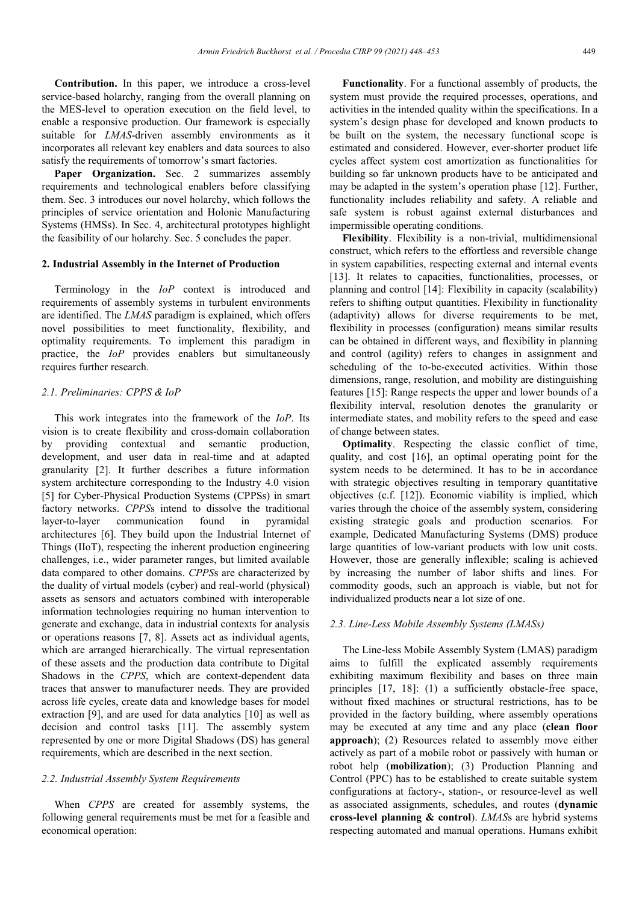**Contribution.** In this paper, we introduce a cross-level service-based holarchy, ranging from the overall planning on the MES-level to operation execution on the field level, to enable a responsive production. Our framework is especially suitable for *LMAS*-driven assembly environments as it incorporates all relevant key enablers and data sources to also satisfy the requirements of tomorrow's smart factories.

**Paper Organization.** Sec. 2 summarizes assembly requirements and technological enablers before classifying them. Sec. 3 introduces our novel holarchy, which follows the principles of service orientation and Holonic Manufacturing Systems (HMSs). In Sec. 4, architectural prototypes highlight the feasibility of our holarchy. Sec. 5 concludes the paper.

## 2. Industrial Assembly in the Internet of Production

Terminology in the *IoP* context is introduced and requirements of assembly systems in turbulent environments are identified. The *LMAS* paradigm is explained, which offers novel possibilities to meet functionality, flexibility, and optimality requirements. To implement this paradigm in practice, the *IoP* provides enablers but simultaneously requires further research.

### 2.1. Preliminaries: CPPS & IoP

This work integrates into the framework of the *IoP*. Its vision is to create flexibility and cross-domain collaboration by providing contextual and semantic production, development, and user data in real-time and at adapted granularity [2]. It further describes a future information system architecture corresponding to the Industry 4.0 vision [5] for Cyber-Physical Production Systems (CPPSs) in smart factory networks. *CPPS*s intend to dissolve the traditional layer-to-layer communication found in pyramidal architectures [6]. They build upon the Industrial Internet of Things (IIoT), respecting the inherent production engineering challenges, i.e., wider parameter ranges, but limited available data compared to other domains. *CPPS*s are characterized by the duality of virtual models (cyber) and real-world (physical) assets as sensors and actuators combined with interoperable information technologies requiring no human intervention to generate and exchange, data in industrial contexts for analysis or operations reasons [7, 8]. Assets act as individual agents, which are arranged hierarchically. The virtual representation of these assets and the production data contribute to Digital Shadows in the *CPPS*, which are context-dependent data traces that answer to manufacturer needs. They are provided across life cycles, create data and knowledge bases for model extraction [9], and are used for data analytics [10] as well as decision and control tasks [11]. The assembly system represented by one or more Digital Shadows (DS) has general requirements, which are described in the next section.

### 2.2. Industrial Assembly System Requirements

When *CPPS* are created for assembly systems, the following general requirements must be met for a feasible and economical operation:

**Functionality**. For a functional assembly of products, the system must provide the required processes, operations, and activities in the intended quality within the specifications. In a system's design phase for developed and known products to be built on the system, the necessary functional scope is estimated and considered. However, ever-shorter product life cycles affect system cost amortization as functionalities for building so far unknown products have to be anticipated and may be adapted in the system's operation phase [12]. Further, functionality includes reliability and safety. A reliable and safe system is robust against external disturbances and impermissible operating conditions.

**Flexibility**. Flexibility is a non-trivial, multidimensional construct, which refers to the effortless and reversible change in system capabilities, respecting external and internal events [13]. It relates to capacities, functionalities, processes, or planning and control [14]: Flexibility in capacity (scalability) refers to shifting output quantities. Flexibility in functionality (adaptivity) allows for diverse requirements to be met, flexibility in processes (configuration) means similar results can be obtained in different ways, and flexibility in planning and control (agility) refers to changes in assignment and scheduling of the to-be-executed activities. Within those dimensions, range, resolution, and mobility are distinguishing features [15]: Range respects the upper and lower bounds of a flexibility interval, resolution denotes the granularity or intermediate states, and mobility refers to the speed and ease of change between states.

**Optimality**. Respecting the classic conflict of time, quality, and cost [16], an optimal operating point for the system needs to be determined. It has to be in accordance with strategic objectives resulting in temporary quantitative objectives (c.f. [12]). Economic viability is implied, which varies through the choice of the assembly system, considering existing strategic goals and production scenarios. For example, Dedicated Manufacturing Systems (DMS) produce large quantities of low-variant products with low unit costs. However, those are generally inflexible; scaling is achieved by increasing the number of labor shifts and lines. For commodity goods, such an approach is viable, but not for individualized products near a lot size of one.

### 2.3. Line-Less Mobile Assembly Systems (LMASs)

The Line-less Mobile Assembly System (LMAS) paradigm aims to fulfill the explicated assembly requirements exhibiting maximum flexibility and bases on three main principles [17, 18]: (1) a sufficiently obstacle-free space, without fixed machines or structural restrictions, has to be provided in the factory building, where assembly operations may be executed at any time and any place (**clean floor approach**); (2) Resources related to assembly move either actively as part of a mobile robot or passively with human or robot help (**mobilization**); (3) Production Planning and Control (PPC) has to be established to create suitable system configurations at factory-, station-, or resource-level as well as associated assignments, schedules, and routes (**dynamic cross-level planning & control**). *LMAS*s are hybrid systems respecting automated and manual operations. Humans exhibit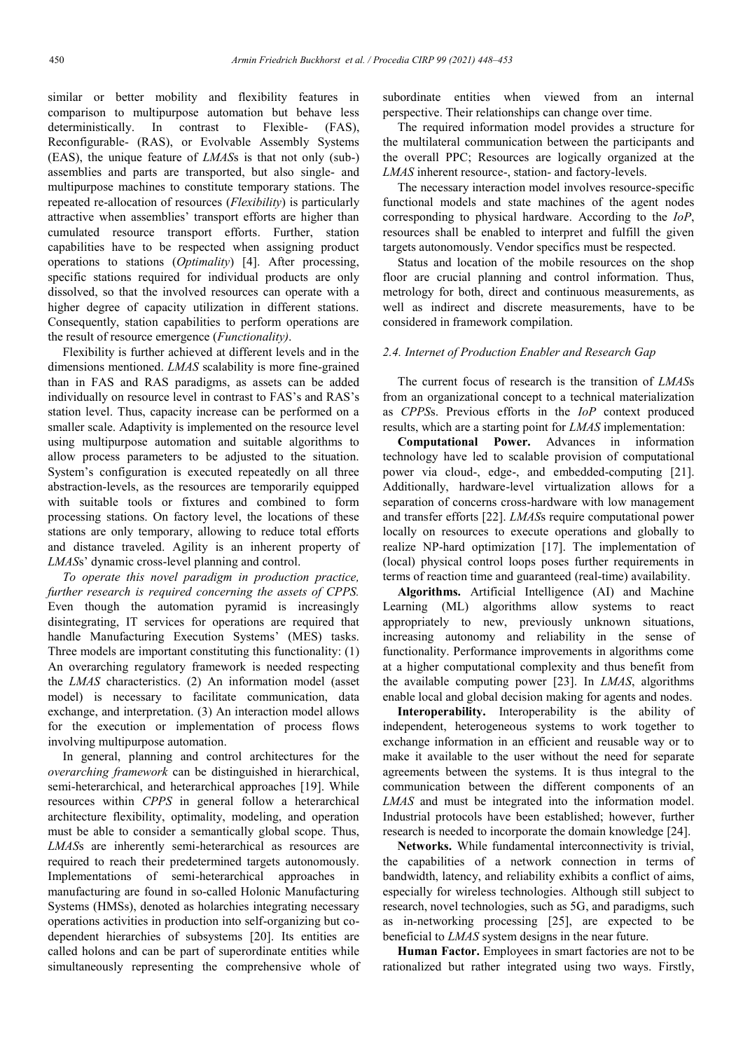similar or better mobility and flexibility features in comparison to multipurpose automation but behave less deterministically. In contrast to Flexible- (FAS), Reconfigurable- (RAS), or Evolvable Assembly Systems (EAS), the unique feature of *LMAS*s is that not only (sub-) assemblies and parts are transported, but also single- and multipurpose machines to constitute temporary stations. The repeated re-allocation of resources (*Flexibility*) is particularly attractive when assemblies' transport efforts are higher than cumulated resource transport efforts. Further, station capabilities have to be respected when assigning product operations to stations (*Optimality*) [4]. After processing, specific stations required for individual products are only dissolved, so that the involved resources can operate with a higher degree of capacity utilization in different stations. Consequently, station capabilities to perform operations are the result of resource emergence (*Functionality)*.

Flexibility is further achieved at different levels and in the dimensions mentioned. *LMAS* scalability is more fine-grained than in FAS and RAS paradigms, as assets can be added individually on resource level in contrast to FAS's and RAS's station level. Thus, capacity increase can be performed on a smaller scale. Adaptivity is implemented on the resource level using multipurpose automation and suitable algorithms to allow process parameters to be adjusted to the situation. System's configuration is executed repeatedly on all three abstraction-levels, as the resources are temporarily equipped with suitable tools or fixtures and combined to form processing stations. On factory level, the locations of these stations are only temporary, allowing to reduce total efforts and distance traveled. Agility is an inherent property of *LMAS*s' dynamic cross-level planning and control.

*To operate this novel paradigm in production practice, further research is required concerning the assets of CPPS.* Even though the automation pyramid is increasingly disintegrating, IT services for operations are required that handle Manufacturing Execution Systems' (MES) tasks. Three models are important constituting this functionality: (1) An overarching regulatory framework is needed respecting the *LMAS* characteristics. (2) An information model (asset model) is necessary to facilitate communication, data exchange, and interpretation. (3) An interaction model allows for the execution or implementation of process flows involving multipurpose automation.

In general, planning and control architectures for the *overarching framework* can be distinguished in hierarchical, semi-heterarchical, and heterarchical approaches [19]. While resources within *CPPS* in general follow a heterarchical architecture flexibility, optimality, modeling, and operation must be able to consider a semantically global scope. Thus, *LMAS*s are inherently semi-heterarchical as resources are required to reach their predetermined targets autonomously. Implementations of semi-heterarchical approaches in manufacturing are found in so-called Holonic Manufacturing Systems (HMSs), denoted as holarchies integrating necessary operations activities in production into self-organizing but co-dependent hierarchies of subsystems [20]. Its entities are called holons and can be part of superordinate entities while simultaneously representing the comprehensive whole of subordinate entities when viewed from an internal perspective. Their relationships can change over time.

The required information model provides a structure for the multilateral communication between the participants and the overall PPC; Resources are logically organized at the *LMAS* inherent resource-, station- and factory-levels.

The necessary interaction model involves resource-specific functional models and state machines of the agent nodes corresponding to physical hardware. According to the *IoP*, resources shall be enabled to interpret and fulfill the given targets autonomously. Vendor specifics must be respected.

Status and location of the mobile resources on the shop floor are crucial planning and control information. Thus, metrology for both, direct and continuous measurements, as well as indirect and discrete measurements, have to be considered in framework compilation.

### *2.4. Internet of Production Enabler and Research Gap*

The current focus of research is the transition of *LMAS*s from an organizational concept to a technical materialization as *CPPS*s. Previous efforts in the *IoP* context produced results, which are a starting point for *LMAS* implementation:

**Computational Power.** Advances in information technology have led to scalable provision of computational power via cloud-, edge-, and embedded-computing [21]. Additionally, hardware-level virtualization allows for a separation of concerns cross-hardware with low management and transfer efforts [22]. *LMAS*s require computational power locally on resources to execute operations and globally to realize NP-hard optimization [17]. The implementation of (local) physical control loops poses further requirements in terms of reaction time and guaranteed (real-time) availability.

**Algorithms.** Artificial Intelligence (AI) and Machine Learning (ML) algorithms allow systems to react appropriately to new, previously unknown situations, increasing autonomy and reliability in the sense of functionality. Performance improvements in algorithms come at a higher computational complexity and thus benefit from the available computing power [23]. In *LMAS*, algorithms enable local and global decision making for agents and nodes.

**Interoperability.** Interoperability is the ability of independent, heterogeneous systems to work together to exchange information in an efficient and reusable way or to make it available to the user without the need for separate agreements between the systems. It is thus integral to the communication between the different components of an *LMAS* and must be integrated into the information model. Industrial protocols have been established; however, further research is needed to incorporate the domain knowledge [24].

**Networks.** While fundamental interconnectivity is trivial, the capabilities of a network connection in terms of bandwidth, latency, and reliability exhibits a conflict of aims, especially for wireless technologies. Although still subject to research, novel technologies, such as 5G, and paradigms, such as in-networking processing [25], are expected to be beneficial to *LMAS* system designs in the near future.

**Human Factor.** Employees in smart factories are not to be rationalized but rather integrated using two ways. Firstly,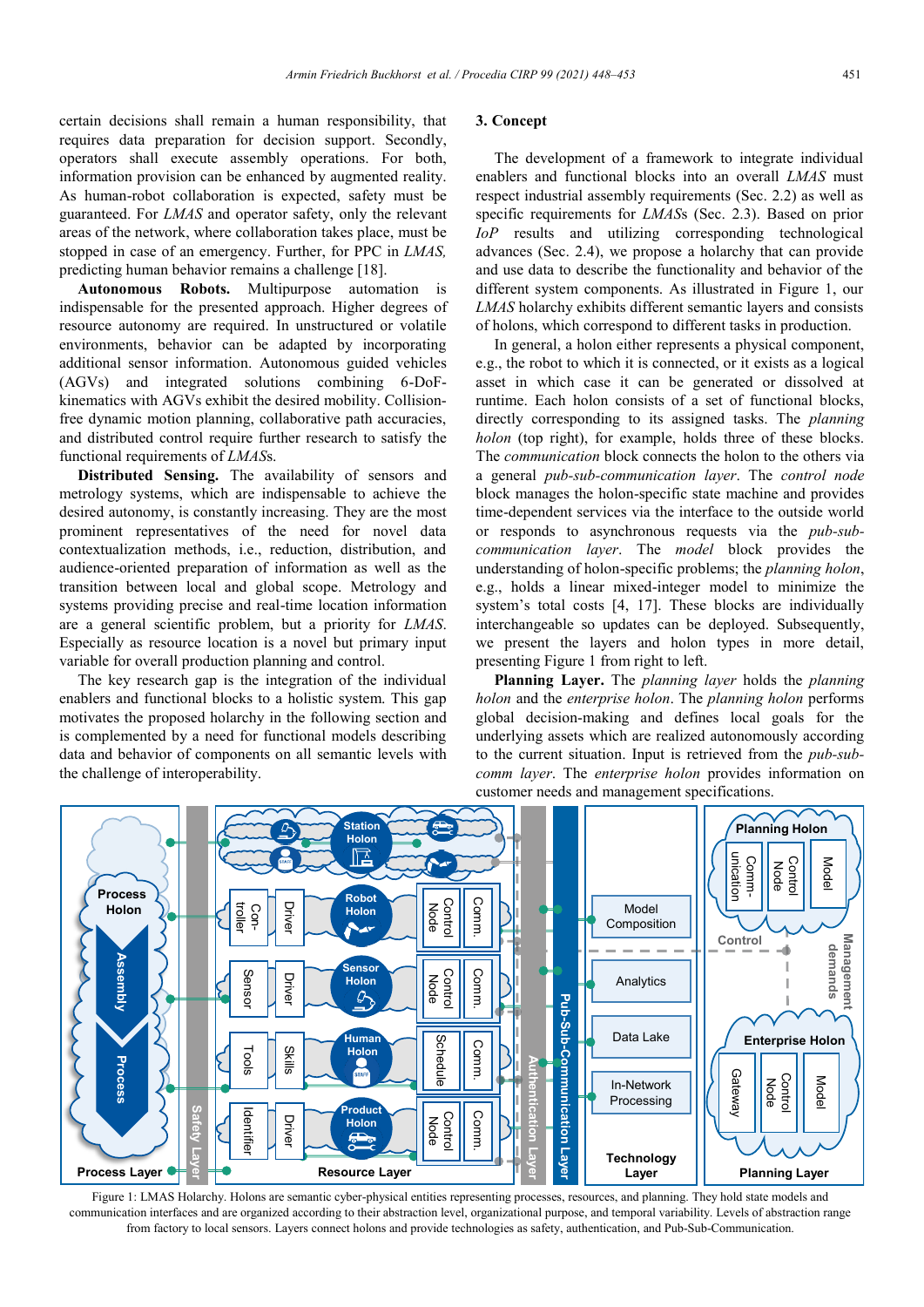certain decisions shall remain a human responsibility, that requires data preparation for decision support. Secondly, operators shall execute assembly operations. For both, information provision can be enhanced by augmented reality. As human-robot collaboration is expected, safety must be guaranteed. For *LMAS* and operator safety, only the relevant areas of the network, where collaboration takes place, must be stopped in case of an emergency. Further, for PPC in *LMAS,* predicting human behavior remains a challenge [18].

**Autonomous Robots.** Multipurpose automation is indispensable for the presented approach. Higher degrees of resource autonomy are required. In unstructured or volatile environments, behavior can be adapted by incorporating additional sensor information. Autonomous guided vehicles (AGVs) and integrated solutions combining 6-DoF-kinematics with AGVs exhibit the desired mobility. Collision-free dynamic motion planning, collaborative path accuracies, and distributed control require further research to satisfy the functional requirements of *LMAS*s.

**Distributed Sensing.** The availability of sensors and metrology systems, which are indispensable to achieve the desired autonomy, is constantly increasing. They are the most prominent representatives of the need for novel data contextualization methods, i.e., reduction, distribution, and audience-oriented preparation of information as well as the transition between local and global scope. Metrology and systems providing precise and real-time location information are a general scientific problem, but a priority for *LMAS*. Especially as resource location is a novel but primary input variable for overall production planning and control.

The key research gap is the integration of the individual enablers and functional blocks to a holistic system. This gap motivates the proposed holarchy in the following section and is complemented by a need for functional models describing data and behavior of components on all semantic levels with the challenge of interoperability.

## 3. Concept

The development of a framework to integrate individual enablers and functional blocks into an overall *LMAS* must respect industrial assembly requirements (Sec. 2.2) as well as specific requirements for *LMAS*s (Sec. 2.3). Based on prior *IoP* results and utilizing corresponding technological advances (Sec. 2.4), we propose a holarchy that can provide and use data to describe the functionality and behavior of the different system components. As illustrated in Figure 1, our *LMAS* holarchy exhibits different semantic layers and consists of holons, which correspond to different tasks in production.

In general, a holon either represents a physical component, e.g., the robot to which it is connected, or it exists as a logical asset in which case it can be generated or dissolved at runtime. Each holon consists of a set of functional blocks, directly corresponding to its assigned tasks. The *planning holon* (top right), for example, holds three of these blocks. The *communication* block connects the holon to the others via a general *pub-sub-communication layer*. The *control node* block manages the holon-specific state machine and provides time-dependent services via the interface to the outside world or responds to asynchronous requests via the *pub-sub-communication layer*. The *model* block provides the understanding of holon-specific problems; the *planning holon*, e.g., holds a linear mixed-integer model to minimize the system's total costs [4, 17]. These blocks are individually interchangeable so updates can be deployed. Subsequently, we present the layers and holon types in more detail, presenting Figure 1 from right to left.

**Planning Layer.** The *planning layer* holds the *planning holon* and the *enterprise holon*. The *planning holon* performs global decision-making and defines local goals for the underlying assets which are realized autonomously according to the current situation. Input is retrieved from the *pub-sub-comm layer*. The *enterprise holon* provides information on customer needs and management specifications.

Figure 1: LMAS Holarchy. Holons are semantic cyber-physical entities representing processes, resources, and planning. They hold state models and communication interfaces and are organized according to their abstraction level, organizational purpose, and temporal variability. Levels of abstraction range from factory to local sensors. Layers connect holons and provide technologies as safety, authentication, and Pub-Sub-Communication.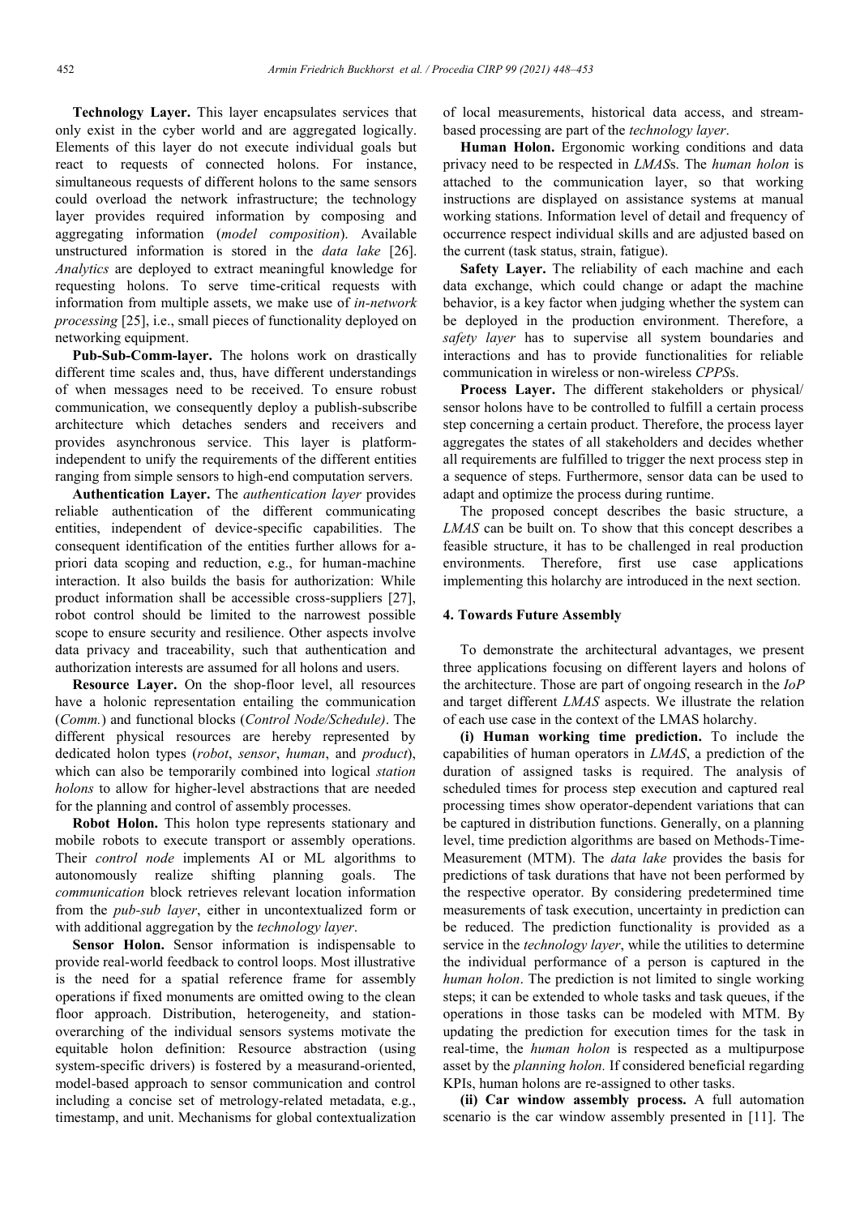**Technology Layer.** This layer encapsulates services that only exist in the cyber world and are aggregated logically. Elements of this layer do not execute individual goals but react to requests of connected holons. For instance, simultaneous requests of different holons to the same sensors could overload the network infrastructure; the technology layer provides required information by composing and aggregating information (*model composition*). Available unstructured information is stored in the *data lake* [26]. *Analytics* are deployed to extract meaningful knowledge for requesting holons. To serve time-critical requests with information from multiple assets, we make use of *in-network processing* [25], i.e., small pieces of functionality deployed on networking equipment.

**Pub-Sub-Comm-layer.** The holons work on drastically different time scales and, thus, have different understandings of when messages need to be received. To ensure robust communication, we consequently deploy a publish-subscribe architecture which detaches senders and receivers and provides asynchronous service. This layer is platform-independent to unify the requirements of the different entities ranging from simple sensors to high-end computation servers.

**Authentication Layer.** The *authentication layer* provides reliable authentication of the different communicating entities, independent of device-specific capabilities. The consequent identification of the entities further allows for a-priori data scoping and reduction, e.g., for human-machine interaction. It also builds the basis for authorization: While product information shall be accessible cross-suppliers [27], robot control should be limited to the narrowest possible scope to ensure security and resilience. Other aspects involve data privacy and traceability, such that authentication and authorization interests are assumed for all holons and users.

**Resource Layer.** On the shop-floor level, all resources have a holonic representation entailing the communication (*Comm.*) and functional blocks (*Control Node/Schedule)*. The different physical resources are hereby represented by dedicated holon types (*robot*, *sensor*, *human*, and *product*), which can also be temporarily combined into logical *station holons* to allow for higher-level abstractions that are needed for the planning and control of assembly processes.

**Robot Holon.** This holon type represents stationary and mobile robots to execute transport or assembly operations. Their *control node* implements AI or ML algorithms to autonomously realize shifting planning goals. The *communication* block retrieves relevant location information from the *pub-sub layer*, either in uncontextualized form or with additional aggregation by the *technology layer*.

**Sensor Holon.** Sensor information is indispensable to provide real-world feedback to control loops. Most illustrative is the need for a spatial reference frame for assembly operations if fixed monuments are omitted owing to the clean floor approach. Distribution, heterogeneity, and station-overarching of the individual sensors systems motivate the equitable holon definition: Resource abstraction (using system-specific drivers) is fostered by a measurand-oriented, model-based approach to sensor communication and control including a concise set of metrology-related metadata, e.g., timestamp, and unit. Mechanisms for global contextualization of local measurements, historical data access, and stream-based processing are part of the *technology layer*.

**Human Holon.** Ergonomic working conditions and data privacy need to be respected in *LMAS*s. The *human holon* is attached to the communication layer, so that working instructions are displayed on assistance systems at manual working stations. Information level of detail and frequency of occurrence respect individual skills and are adjusted based on the current (task status, strain, fatigue).

**Safety Layer.** The reliability of each machine and each data exchange, which could change or adapt the machine behavior, is a key factor when judging whether the system can be deployed in the production environment. Therefore, a *safety layer* has to supervise all system boundaries and interactions and has to provide functionalities for reliable communication in wireless or non-wireless *CPPS*s.

**Process Layer.** The different stakeholders or physical/ sensor holons have to be controlled to fulfill a certain process step concerning a certain product. Therefore, the process layer aggregates the states of all stakeholders and decides whether all requirements are fulfilled to trigger the next process step in a sequence of steps. Furthermore, sensor data can be used to adapt and optimize the process during runtime.

The proposed concept describes the basic structure, a *LMAS* can be built on. To show that this concept describes a feasible structure, it has to be challenged in real production environments. Therefore, first use case applications implementing this holarchy are introduced in the next section.

## 4. Towards Future Assembly

To demonstrate the architectural advantages, we present three applications focusing on different layers and holons of the architecture. Those are part of ongoing research in the *IoP* and target different *LMAS* aspects. We illustrate the relation of each use case in the context of the LMAS holarchy.

**(i) Human working time prediction.** To include the capabilities of human operators in *LMAS*, a prediction of the duration of assigned tasks is required. The analysis of scheduled times for process step execution and captured real processing times show operator-dependent variations that can be captured in distribution functions. Generally, on a planning level, time prediction algorithms are based on Methods-Time-Measurement (MTM). The *data lake* provides the basis for predictions of task durations that have not been performed by the respective operator. By considering predetermined time measurements of task execution, uncertainty in prediction can be reduced. The prediction functionality is provided as a service in the *technology layer*, while the utilities to determine the individual performance of a person is captured in the *human holon*. The prediction is not limited to single working steps; it can be extended to whole tasks and task queues, if the operations in those tasks can be modeled with MTM. By updating the prediction for execution times for the task in real-time, the *human holon* is respected as a multipurpose asset by the *planning holon*. If considered beneficial regarding KPIs, human holons are re-assigned to other tasks.

**(ii) Car window assembly process.** A full automation scenario is the car window assembly presented in [11]. The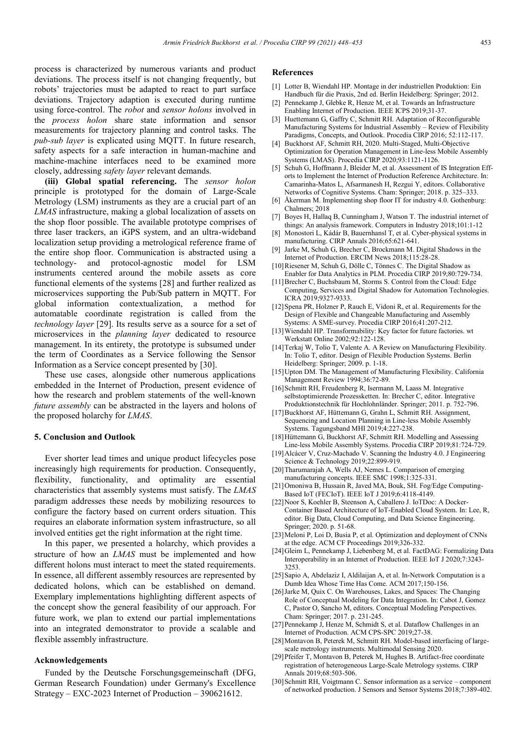process is characterized by numerous variants and product deviations. The process itself is not changing frequently, but robots' trajectories must be adapted to react to part surface deviations. Trajectory adaption is executed during runtime using force-control. The *robot* and *sensor holons* involved in the *process holon* share state information and sensor measurements for trajectory planning and control tasks. The *pub-sub layer* is explicated using MQTT. In future research, safety aspects for a safe interaction in human-machine and machine-machine interfaces need to be examined more closely, addressing *safety layer* relevant demands.

**(iii) Global spatial referencing.** The *sensor holon* principle is prototyped for the domain of Large-Scale Metrology (LSM) instruments as they are a crucial part of an *LMAS* infrastructure, making a global localization of assets on the shop floor possible. The available prototype comprises of three laser trackers, an iGPS system, and an ultra-wideband localization setup providing a metrological reference frame of the entire shop floor. Communication is abstracted using a technology- and protocol-agnostic model for LSM instruments centered around the mobile assets as core functional elements of the systems [28] and further realized as microservices supporting the Pub/Sub pattern in MQTT. For global information contextualization, a method for automatable coordinate registration is called from the *technology layer* [29]. Its results serve as a source for a set of microservices in the *planning layer* dedicated to resource management. In its entirety, the prototype is subsumed under the term of Coordinates as a Service following the Sensor Information as a Service concept presented by [30].

These use cases, alongside other numerous applications embedded in the Internet of Production, present evidence of how the research and problem statements of the well-known *future assembly* can be abstracted in the layers and holons of the proposed holarchy for *LMAS*.

## 5. Conclusion and Outlook

Ever shorter lead times and unique product lifecycles pose increasingly high requirements for production. Consequently, flexibility, functionality, and optimality are essential characteristics that assembly systems must satisfy. The *LMAS* paradigm addresses these needs by mobilizing resources to configure the factory based on current orders situation. This requires an elaborate information system infrastructure, so all involved entities get the right information at the right time.

In this paper, we presented a holarchy, which provides a structure of how an *LMAS* must be implemented and how different holons must interact to meet the stated requirements. In essence, all different assembly resources are represented by dedicated holons, which can be established on demand. Exemplary implementations highlighting different aspects of the concept show the general feasibility of our approach. For future work, we plan to extend our partial implementations into an integrated demonstrator to provide a scalable and flexible assembly infrastructure.

## Acknowledgements

Funded by the Deutsche Forschungsgemeinschaft (DFG, German Research Foundation) under Germany's Excellence Strategy – EXC-2023 Internet of Production – 390621612.

## References

[1] Lotter B, Wiendahl HP. Montage in der industriellen Produktion: Ein Handbuch für die Praxis, 2nd ed. Berlin Heidelberg: Springer; 2012.

[2] Pennekamp J, Glebke R, Henze M, et al. Towards an Infrastructure Enabling Internet of Production. IEEE ICPS 2019;31-37.

[3] Huettemann G, Gaffry C, Schmitt RH. Adaptation of Reconfigurable Manufacturing Systems for Industrial Assembly – Review of Flexibility Paradigms, Concepts, and Outlook. Procedia CIRP 2016; 52:112-117.

[4] Buckhorst AF, Schmitt RH, 2020. Multi-Staged, Multi-Objective Optimization for Operation Management in Line-less Mobile Assembly Systems (LMAS). Procedia CIRP 2020;93:1121-1126.

[5] Schuh G, Hoffmann J, Bleider M, et al. Assessment of IS Integration Efforts to Implement the Internet of Production Reference Architecture. In: Camarinha-Matos L, Afsarmanesh H, Rezgui Y, editors. Collaborative Networks of Cognitive Systems. Cham: Springer; 2018. p. 325–333.

[6] Åkerman M. Implementing shop floor IT for industry 4.0. Gothenburg: Chalmers; 2018

[7] Boyes H, Hallaq B, Cunningham J, Watson T. The industrial internet of things: An analysis framework. Computers in Industry 2018;101:1-12

[8] Monostori L, Kádár B, Bauernhansl T, et al. Cyber-physical systems in manufacturing. CIRP Annals 2016;65:621-641.

[9] Jarke M, Schuh G, Brecher C, Brockmann M. Digital Shadows in the Internet of Production. ERCIM News 2018;115:28-28.

[10] Riesener M, Schuh G, Dölle C, Tönnes C. The Digital Shadow as Enabler for Data Analytics in PLM. Procedia CIRP 2019;80:729-734.

[11] Brecher C, Buchsbaum M, Storms S. Control from the Cloud: Edge Computing, Services and Digital Shadow for Automation Technologies. ICRA 2019;9327-9333.

[12] Spena PR, Holzner P, Rauch E, Vidoni R, et al. Requirements for the Design of Flexible and Changeable Manufacturing and Assembly Systems: A SME-survey. Procedia CIRP 2016;41:207-212.

[13] Wiendahl HP. Transformability: Key factor for future factories. wt Werkstatt Online 2002;92:122-128.

[14] Terkaj W, Tolio T, Valente A. A Review on Manufacturing Flexibility. In: Tolio T, editor. Design of Flexible Production Systems. Berlin Heidelberg: Springer; 2009. p. 1-18.

[15] Upton DM. The Management of Manufacturing Flexibility. California Management Review 1994;36:72-89.

[16] Schmitt RH, Freudenberg R, Isermann M, Laass M. Integrative selbstoptimierende Prozessketten. In: Brecher C, editor. Integrative Produktionstechnik für Hochlohnländer. Springer; 2011. p. 752-796.

[17] Buckhorst AF, Hüttemann G, Grahn L, Schmitt RH. Assignment, Sequencing and Location Planning in Line-less Mobile Assembly Systems. Tagungsband MHI 2019;4:227-238.

[18] Hüttemann G, Buckhorst AF, Schmitt RH. Modelling and Assessing Line-less Mobile Assembly Systems. Procedia CIRP 2019;81:724-729.

[19] Alcácer V, Cruz-Machado V. Scanning the Industry 4.0. J Engineering Science & Technology 2019;22:899-919.

[20] Tharumarajah A, Wells AJ, Nemes L. Comparison of emerging manufacturing concepts. IEEE SMC 1998;1:325-331.

[21] Omoniwa B, Hussain R, Javed MA, Bouk, SH. Fog/Edge Computing-Based IoT (FECIoT). IEEE IoT J 2019;6:4118-4149.

[22] Noor S, Koehler B, Steenson A, Caballero J. IoTDoc: A Docker-Container Based Architecture of IoT-Enabled Cloud System. In: Lee, R, editor. Big Data, Cloud Computing, and Data Science Engineering. Springer; 2020. p. 51-68.

[23] Meloni P, Loi D, Busia P, et al. Optimization and deployment of CNNs at the edge. ACM CF Proceedings 2019;326-332.

[24] Gleim L, Pennekamp J, Liebenberg M, et al. FactDAG: Formalizing Data Interoperability in an Internet of Production. IEEE IoT J 2020;7:3243-3253.

[25] Sapio A, Abdelaziz I, Aldilaijan A, et al. In-Network Computation is a Dumb Idea Whose Time Has Come. ACM 2017;150-156.

[26] Jarke M, Quix C. On Warehouses, Lakes, and Spaces: The Changing Role of Conceptual Modeling for Data Integration. In: Cabot J, Gomez C, Pastor O, Sancho M, editors. Conceptual Modeling Perspectives. Cham: Springer; 2017. p. 231-245.

[27] Pennekamp J, Henze M, Schmidt S, et al. Dataflow Challenges in an Internet of Production. ACM CPS-SPC 2019;27-38.

[28] Montavon B, Peterek M, Schmitt RH. Model-based interfacing of large-scale metrology instruments. Multimodal Sensing 2020.

[29] Pfeifer T, Montavon B, Peterek M, Hughes B. Artifact-free coordinate registration of heterogeneous Large-Scale Metrology systems. CIRP Annals 2019;68:503-506.

[30] Schmitt RH, Voigtmann C. Sensor information as a service – component of networked production. J Sensors and Sensor Systems 2018;7:389-402.